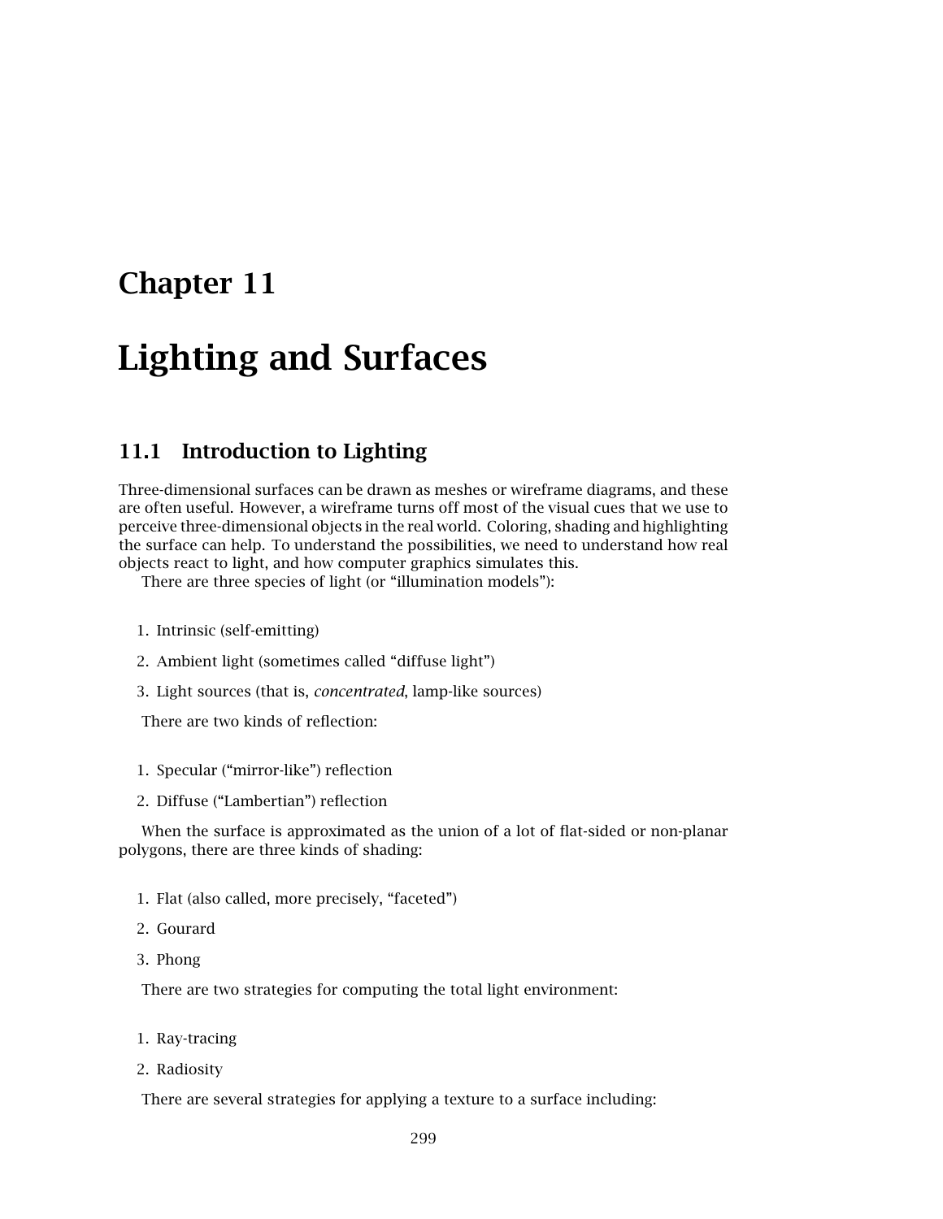# Chapter 11

# Lighting and Surfaces

## 11.1 Introduction to Lighting

Three-dimensional surfaces can be drawn as meshes or wireframe diagrams, and these are often useful. However, a wireframe turns off most of the visual cues that we use to perceive three-dimensional objects in the real world. Coloring, shading and highlighting the surface can help. To understand the possibilities, we need to understand how real objects react to light, and how computer graphics simulates this.

There are three species of light (or "illumination models"):

1. Intrinsic (self-emitting)
2. Ambient light (sometimes called "diffuse light")
3. Light sources (that is, *concentrated*, lamp-like sources)

There are two kinds of reflection:

1. Specular ("mirror-like") reflection
2. Diffuse ("Lambertian") reflection

When the surface is approximated as the union of a lot of flat-sided or non-planar polygons, there are three kinds of shading:

1. Flat (also called, more precisely, "faceted")
2. Gourard
3. Phong

There are two strategies for computing the total light environment:

1. Ray-tracing
2. Radiosity

There are several strategies for applying a texture to a surface including: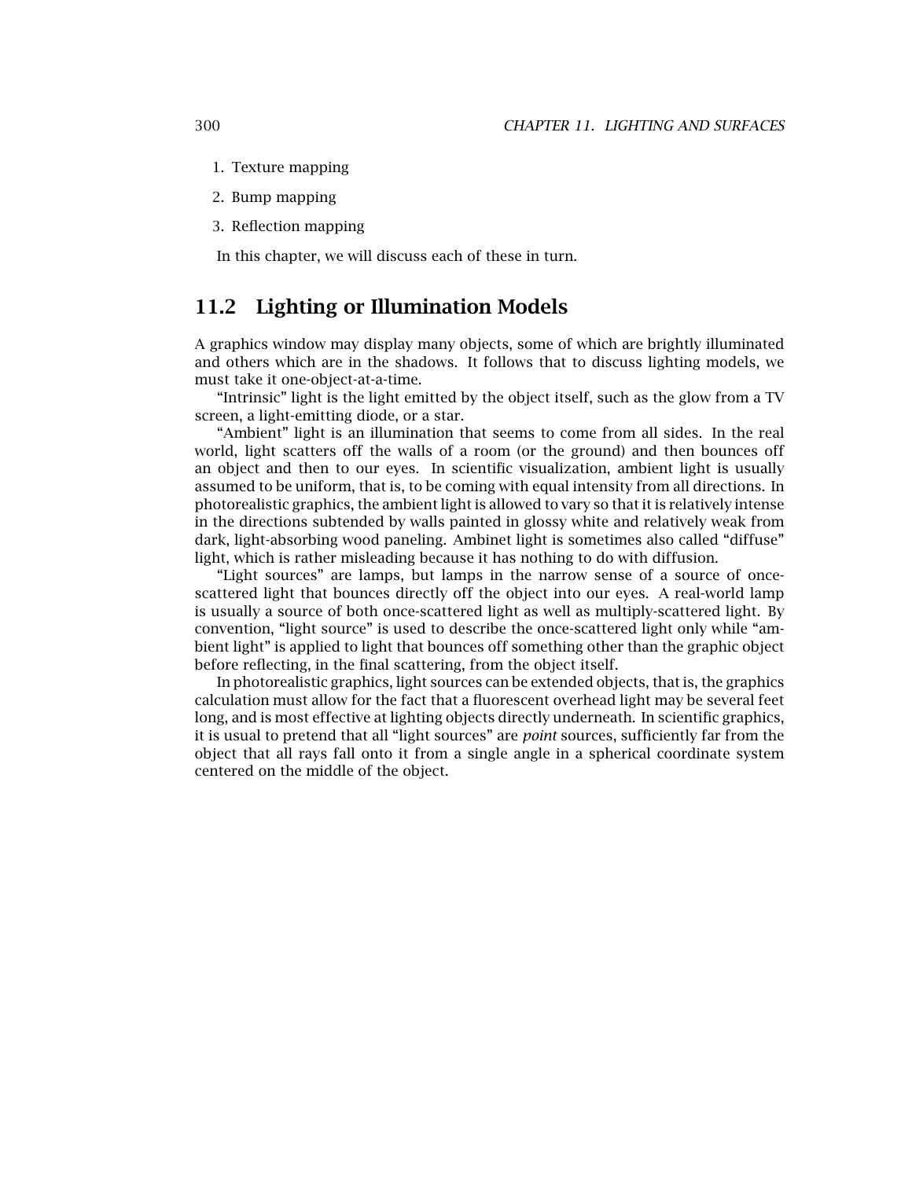1. Texture mapping
2. Bump mapping
3. Reflection mapping

In this chapter, we will discuss each of these in turn.

## 11.2 Lighting or Illumination Models

A graphics window may display many objects, some of which are brightly illuminated and others which are in the shadows. It follows that to discuss lighting models, we must take it one-object-at-a-time.

"Intrinsic" light is the light emitted by the object itself, such as the glow from a TV screen, a light-emitting diode, or a star.

"Ambient" light is an illumination that seems to come from all sides. In the real world, light scatters off the walls of a room (or the ground) and then bounces off an object and then to our eyes. In scientific visualization, ambient light is usually assumed to be uniform, that is, to be coming with equal intensity from all directions. In photorealistic graphics, the ambient light is allowed to vary so that it is relatively intense in the directions subtended by walls painted in glossy white and relatively weak from dark, light-absorbing wood paneling. Ambinet light is sometimes also called "diffuse" light, which is rather misleading because it has nothing to do with diffusion.

"Light sources" are lamps, but lamps in the narrow sense of a source of once-scattered light that bounces directly off the object into our eyes. A real-world lamp is usually a source of both once-scattered light as well as multiply-scattered light. By convention, "light source" is used to describe the once-scattered light only while "ambient light" is applied to light that bounces off something other than the graphic object before reflecting, in the final scattering, from the object itself.

In photorealistic graphics, light sources can be extended objects, that is, the graphics calculation must allow for the fact that a fluorescent overhead light may be several feet long, and is most effective at lighting objects directly underneath. In scientific graphics, it is usual to pretend that all "light sources" are *point* sources, sufficiently far from the object that all rays fall onto it from a single angle in a spherical coordinate system centered on the middle of the object.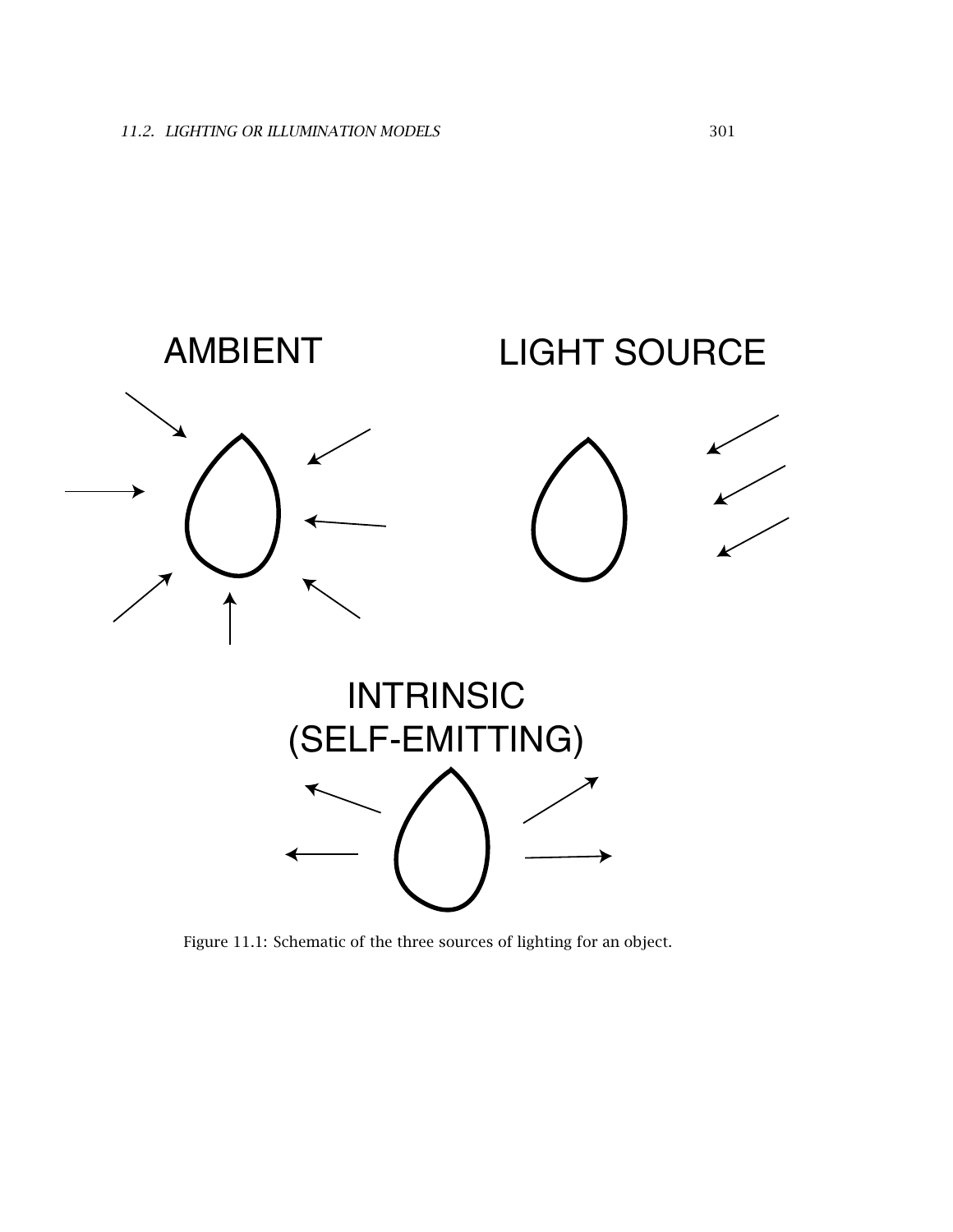Figure 11.1: Schematic of the three sources of lighting for an object.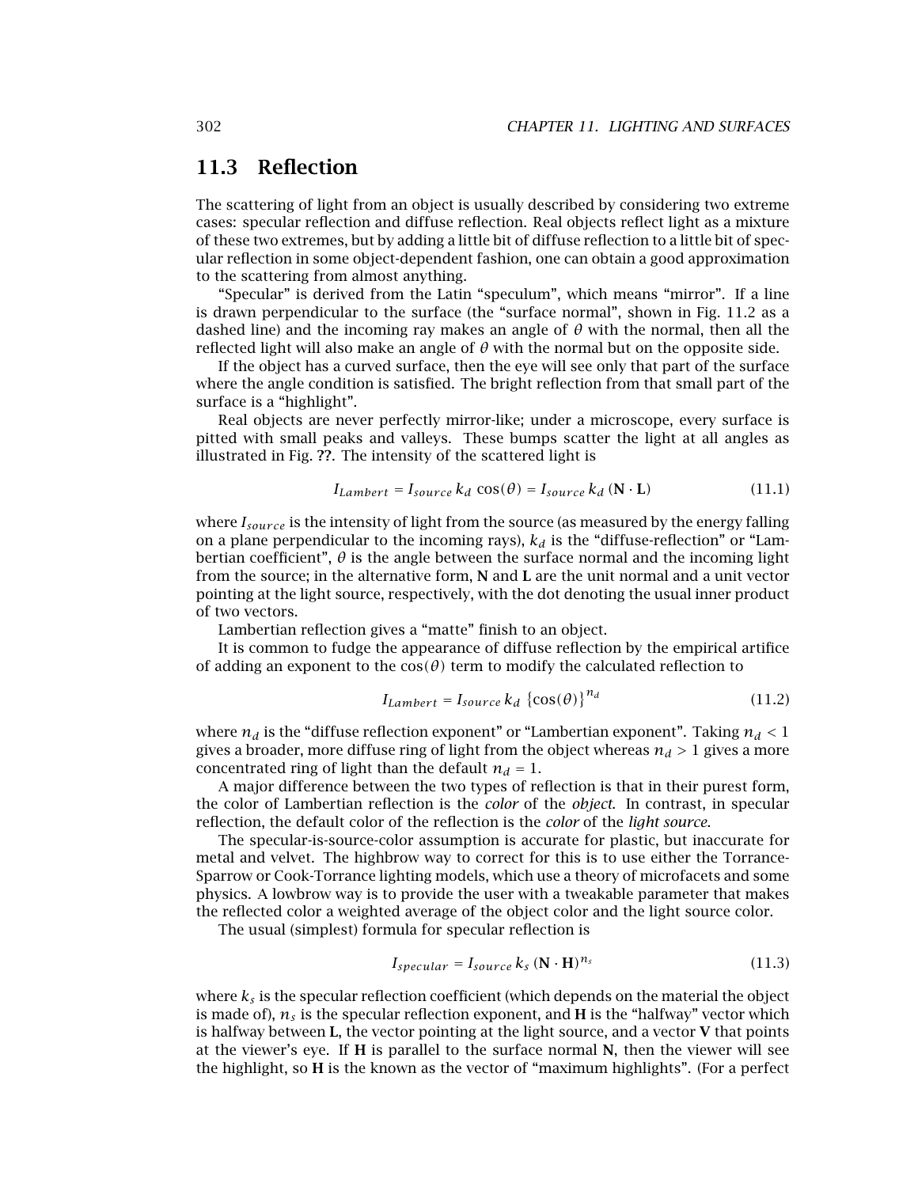## 11.3 Reflection

The scattering of light from an object is usually described by considering two extreme cases: specular reflection and diffuse reflection. Real objects reflect light as a mixture of these two extremes, but by adding a little bit of diffuse reflection to a little bit of specular reflection in some object-dependent fashion, one can obtain a good approximation to the scattering from almost anything.

"Specular" is derived from the Latin "speculum", which means "mirror". If a line is drawn perpendicular to the surface (the "surface normal", shown in Fig. 11.2 as a dashed line) and the incoming ray makes an angle of $\theta$ with the normal, then all the reflected light will also make an angle of $\theta$ with the normal but on the opposite side.

If the object has a curved surface, then the eye will see only that part of the surface where the angle condition is satisfied. The bright reflection from that small part of the surface is a "highlight".

Real objects are never perfectly mirror-like; under a microscope, every surface is pitted with small peaks and valleys. These bumps scatter the light at all angles as illustrated in Fig. **??**. The intensity of the scattered light is

$$I_{Lambert} = I_{source}\, k_d\, \cos(\theta) = I_{source}\, k_d\, (\mathbf{N} \cdot \mathbf{L}) \tag{11.1}$$

where $I_{source}$ is the intensity of light from the source (as measured by the energy falling on a plane perpendicular to the incoming rays), $k_d$ is the "diffuse-reflection" or "Lambertian coefficient", $\theta$ is the angle between the surface normal and the incoming light from the source; in the alternative form, **N** and **L** are the unit normal and a unit vector pointing at the light source, respectively, with the dot denoting the usual inner product of two vectors.

Lambertian reflection gives a "matte" finish to an object.

It is common to fudge the appearance of diffuse reflection by the empirical artifice of adding an exponent to the $\cos(\theta)$ term to modify the calculated reflection to

$$I_{Lambert} = I_{source}\, k_d\, \{\cos(\theta)\}^{n_d} \tag{11.2}$$

where $n_d$ is the "diffuse reflection exponent" or "Lambertian exponent". Taking $n_d < 1$ gives a broader, more diffuse ring of light from the object whereas $n_d > 1$ gives a more concentrated ring of light than the default $n_d = 1$.

A major difference between the two types of reflection is that in their purest form, the color of Lambertian reflection is the *color* of the *object*. In contrast, in specular reflection, the default color of the reflection is the *color* of the *light source*.

The specular-is-source-color assumption is accurate for plastic, but inaccurate for metal and velvet. The highbrow way to correct for this is to use either the Torrance-Sparrow or Cook-Torrance lighting models, which use a theory of microfacets and some physics. A lowbrow way is to provide the user with a tweakable parameter that makes the reflected color a weighted average of the object color and the light source color.

The usual (simplest) formula for specular reflection is

$$I_{specular} = I_{source}\, k_s\, (\mathbf{N} \cdot \mathbf{H})^{n_s} \tag{11.3}$$

where $k_s$ is the specular reflection coefficient (which depends on the material the object is made of), $n_s$ is the specular reflection exponent, and **H** is the "halfway" vector which is halfway between **L**, the vector pointing at the light source, and a vector **V** that points at the viewer's eye. If **H** is parallel to the surface normal **N**, then the viewer will see the highlight, so **H** is the known as the vector of "maximum highlights". (For a perfect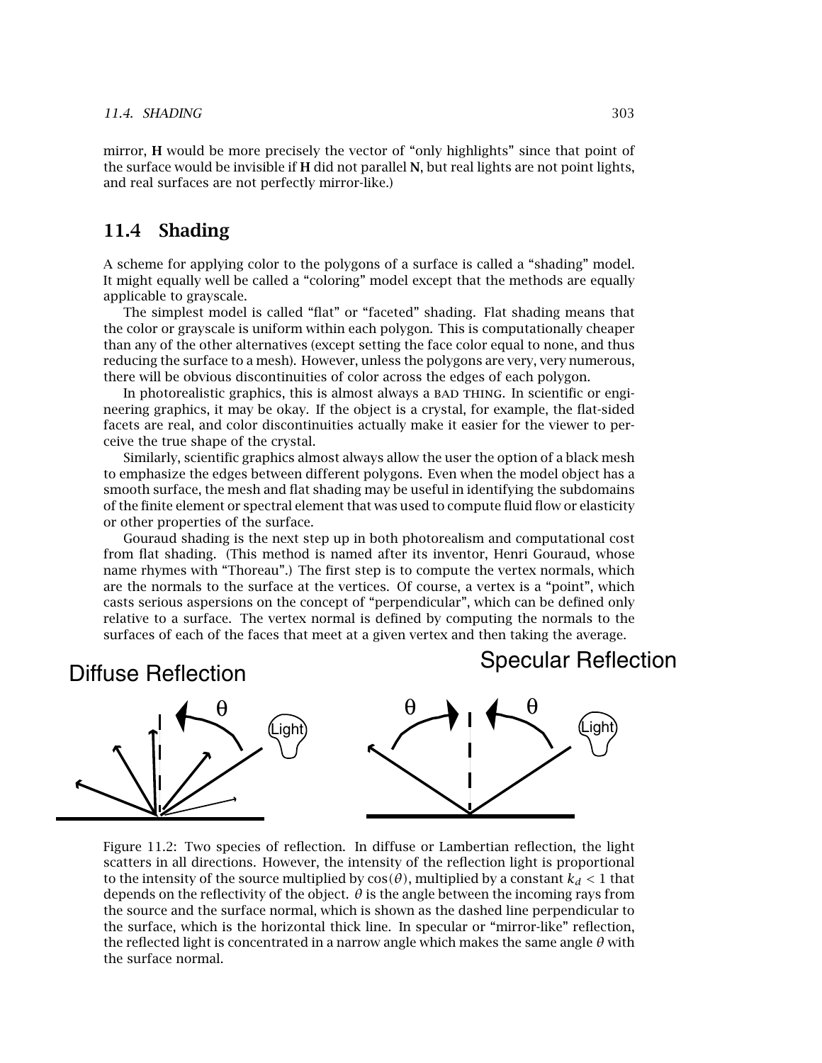mirror, **H** would be more precisely the vector of "only highlights" since that point of the surface would be invisible if **H** did not parallel **N**, but real lights are not point lights, and real surfaces are not perfectly mirror-like.)

## 11.4 Shading

A scheme for applying color to the polygons of a surface is called a "shading" model. It might equally well be called a "coloring" model except that the methods are equally applicable to grayscale.

The simplest model is called "flat" or "faceted" shading. Flat shading means that the color or grayscale is uniform within each polygon. This is computationally cheaper than any of the other alternatives (except setting the face color equal to none, and thus reducing the surface to a mesh). However, unless the polygons are very, very numerous, there will be obvious discontinuities of color across the edges of each polygon.

In photorealistic graphics, this is almost always a BAD THING. In scientific or engineering graphics, it may be okay. If the object is a crystal, for example, the flat-sided facets are real, and color discontinuities actually make it easier for the viewer to perceive the true shape of the crystal.

Similarly, scientific graphics almost always allow the user the option of a black mesh to emphasize the edges between different polygons. Even when the model object has a smooth surface, the mesh and flat shading may be useful in identifying the subdomains of the finite element or spectral element that was used to compute fluid flow or elasticity or other properties of the surface.

Gouraud shading is the next step up in both photorealism and computational cost from flat shading. (This method is named after its inventor, Henri Gouraud, whose name rhymes with "Thoreau".) The first step is to compute the vertex normals, which are the normals to the surface at the vertices. Of course, a vertex is a "point", which casts serious aspersions on the concept of "perpendicular", which can be defined only relative to a surface. The vertex normal is defined by computing the normals to the surfaces of each of the faces that meet at a given vertex and then taking the average.

Figure 11.2: Two species of reflection. In diffuse or Lambertian reflection, the light scatters in all directions. However, the intensity of the reflection light is proportional to the intensity of the source multiplied by $\cos(\theta)$, multiplied by a constant $k_d < 1$ that depends on the reflectivity of the object. $\theta$ is the angle between the incoming rays from the source and the surface normal, which is shown as the dashed line perpendicular to the surface, which is the horizontal thick line. In specular or "mirror-like" reflection, the reflected light is concentrated in a narrow angle which makes the same angle $\theta$ with the surface normal.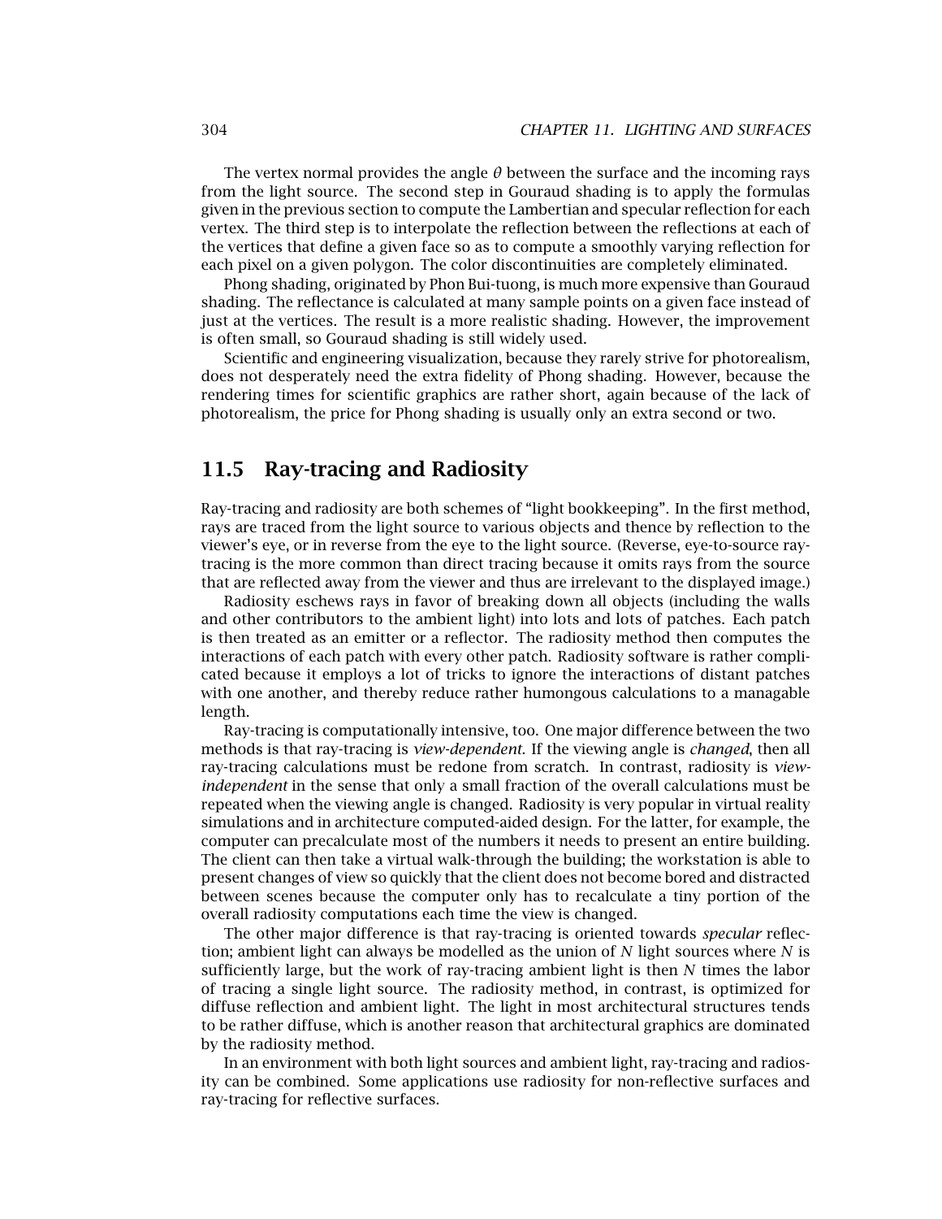The vertex normal provides the angle $\theta$ between the surface and the incoming rays from the light source. The second step in Gouraud shading is to apply the formulas given in the previous section to compute the Lambertian and specular reflection for each vertex. The third step is to interpolate the reflection between the reflections at each of the vertices that define a given face so as to compute a smoothly varying reflection for each pixel on a given polygon. The color discontinuities are completely eliminated.

Phong shading, originated by Phon Bui-tuong, is much more expensive than Gouraud shading. The reflectance is calculated at many sample points on a given face instead of just at the vertices. The result is a more realistic shading. However, the improvement is often small, so Gouraud shading is still widely used.

Scientific and engineering visualization, because they rarely strive for photorealism, does not desperately need the extra fidelity of Phong shading. However, because the rendering times for scientific graphics are rather short, again because of the lack of photorealism, the price for Phong shading is usually only an extra second or two.

## 11.5 Ray-tracing and Radiosity

Ray-tracing and radiosity are both schemes of "light bookkeeping". In the first method, rays are traced from the light source to various objects and thence by reflection to the viewer's eye, or in reverse from the eye to the light source. (Reverse, eye-to-source ray-tracing is the more common than direct tracing because it omits rays from the source that are reflected away from the viewer and thus are irrelevant to the displayed image.)

Radiosity eschews rays in favor of breaking down all objects (including the walls and other contributors to the ambient light) into lots and lots of patches. Each patch is then treated as an emitter or a reflector. The radiosity method then computes the interactions of each patch with every other patch. Radiosity software is rather complicated because it employs a lot of tricks to ignore the interactions of distant patches with one another, and thereby reduce rather humongous calculations to a managable length.

Ray-tracing is computationally intensive, too. One major difference between the two methods is that ray-tracing is *view-dependent*. If the viewing angle is *changed*, then all ray-tracing calculations must be redone from scratch. In contrast, radiosity is *view-independent* in the sense that only a small fraction of the overall calculations must be repeated when the viewing angle is changed. Radiosity is very popular in virtual reality simulations and in architecture computed-aided design. For the latter, for example, the computer can precalculate most of the numbers it needs to present an entire building. The client can then take a virtual walk-through the building; the workstation is able to present changes of view so quickly that the client does not become bored and distracted between scenes because the computer only has to recalculate a tiny portion of the overall radiosity computations each time the view is changed.

The other major difference is that ray-tracing is oriented towards *specular* reflection; ambient light can always be modelled as the union of $N$ light sources where $N$ is sufficiently large, but the work of ray-tracing ambient light is then $N$ times the labor of tracing a single light source. The radiosity method, in contrast, is optimized for diffuse reflection and ambient light. The light in most architectural structures tends to be rather diffuse, which is another reason that architectural graphics are dominated by the radiosity method.

In an environment with both light sources and ambient light, ray-tracing and radiosity can be combined. Some applications use radiosity for non-reflective surfaces and ray-tracing for reflective surfaces.